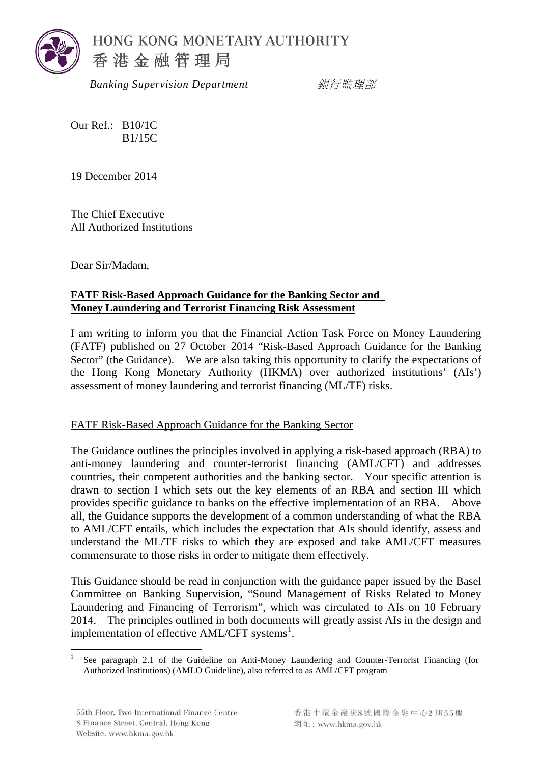HONG KONG MONETARY AUTHORITY
香港金融管理局

*Banking Supervision Department* *銀行監理部*

Our Ref.: B10/1C
B1/15C

19 December 2014

The Chief Executive
All Authorized Institutions

Dear Sir/Madam,

**FATF Risk-Based Approach Guidance for the Banking Sector and Money Laundering and Terrorist Financing Risk Assessment**

I am writing to inform you that the Financial Action Task Force on Money Laundering (FATF) published on 27 October 2014 "Risk-Based Approach Guidance for the Banking Sector" (the Guidance). We are also taking this opportunity to clarify the expectations of the Hong Kong Monetary Authority (HKMA) over authorized institutions' (AIs') assessment of money laundering and terrorist financing (ML/TF) risks.

FATF Risk-Based Approach Guidance for the Banking Sector

The Guidance outlines the principles involved in applying a risk-based approach (RBA) to anti-money laundering and counter-terrorist financing (AML/CFT) and addresses countries, their competent authorities and the banking sector. Your specific attention is drawn to section I which sets out the key elements of an RBA and section III which provides specific guidance to banks on the effective implementation of an RBA. Above all, the Guidance supports the development of a common understanding of what the RBA to AML/CFT entails, which includes the expectation that AIs should identify, assess and understand the ML/TF risks to which they are exposed and take AML/CFT measures commensurate to those risks in order to mitigate them effectively.

This Guidance should be read in conjunction with the guidance paper issued by the Basel Committee on Banking Supervision, "Sound Management of Risks Related to Money Laundering and Financing of Terrorism", which was circulated to AIs on 10 February 2014. The principles outlined in both documents will greatly assist AIs in the design and implementation of effective AML/CFT systems[1].

[1] See paragraph 2.1 of the Guideline on Anti-Money Laundering and Counter-Terrorist Financing (for Authorized Institutions) (AMLO Guideline), also referred to as AML/CFT program

55th Floor, Two International Finance Centre, 8 Finance Street, Central, Hong Kong
Website: www.hkma.gov.hk

香港中環金融街8號國際金融中心2期55樓
網址：www.hkma.gov.hk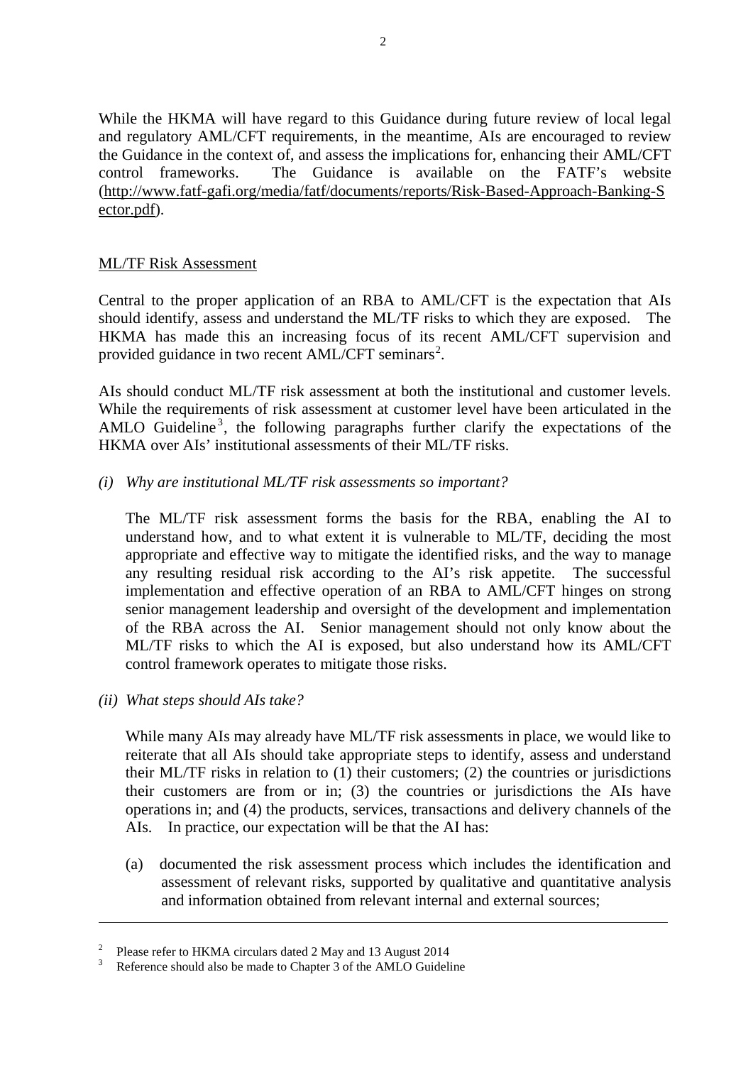While the HKMA will have regard to this Guidance during future review of local legal and regulatory AML/CFT requirements, in the meantime, AIs are encouraged to review the Guidance in the context of, and assess the implications for, enhancing their AML/CFT control frameworks. The Guidance is available on the FATF's website (http://www.fatf-gafi.org/media/fatf/documents/reports/Risk-Based-Approach-Banking-Sector.pdf).

ML/TF Risk Assessment

Central to the proper application of an RBA to AML/CFT is the expectation that AIs should identify, assess and understand the ML/TF risks to which they are exposed. The HKMA has made this an increasing focus of its recent AML/CFT supervision and provided guidance in two recent AML/CFT seminars[2].

AIs should conduct ML/TF risk assessment at both the institutional and customer levels. While the requirements of risk assessment at customer level have been articulated in the AMLO Guideline[3], the following paragraphs further clarify the expectations of the HKMA over AIs' institutional assessments of their ML/TF risks.

*(i) Why are institutional ML/TF risk assessments so important?*

The ML/TF risk assessment forms the basis for the RBA, enabling the AI to understand how, and to what extent it is vulnerable to ML/TF, deciding the most appropriate and effective way to mitigate the identified risks, and the way to manage any resulting residual risk according to the AI's risk appetite. The successful implementation and effective operation of an RBA to AML/CFT hinges on strong senior management leadership and oversight of the development and implementation of the RBA across the AI. Senior management should not only know about the ML/TF risks to which the AI is exposed, but also understand how its AML/CFT control framework operates to mitigate those risks.

*(ii) What steps should AIs take?*

While many AIs may already have ML/TF risk assessments in place, we would like to reiterate that all AIs should take appropriate steps to identify, assess and understand their ML/TF risks in relation to (1) their customers; (2) the countries or jurisdictions their customers are from or in; (3) the countries or jurisdictions the AIs have operations in; and (4) the products, services, transactions and delivery channels of the AIs. In practice, our expectation will be that the AI has:

(a) documented the risk assessment process which includes the identification and assessment of relevant risks, supported by qualitative and quantitative analysis and information obtained from relevant internal and external sources;

---

[2] Please refer to HKMA circulars dated 2 May and 13 August 2014

[3] Reference should also be made to Chapter 3 of the AMLO Guideline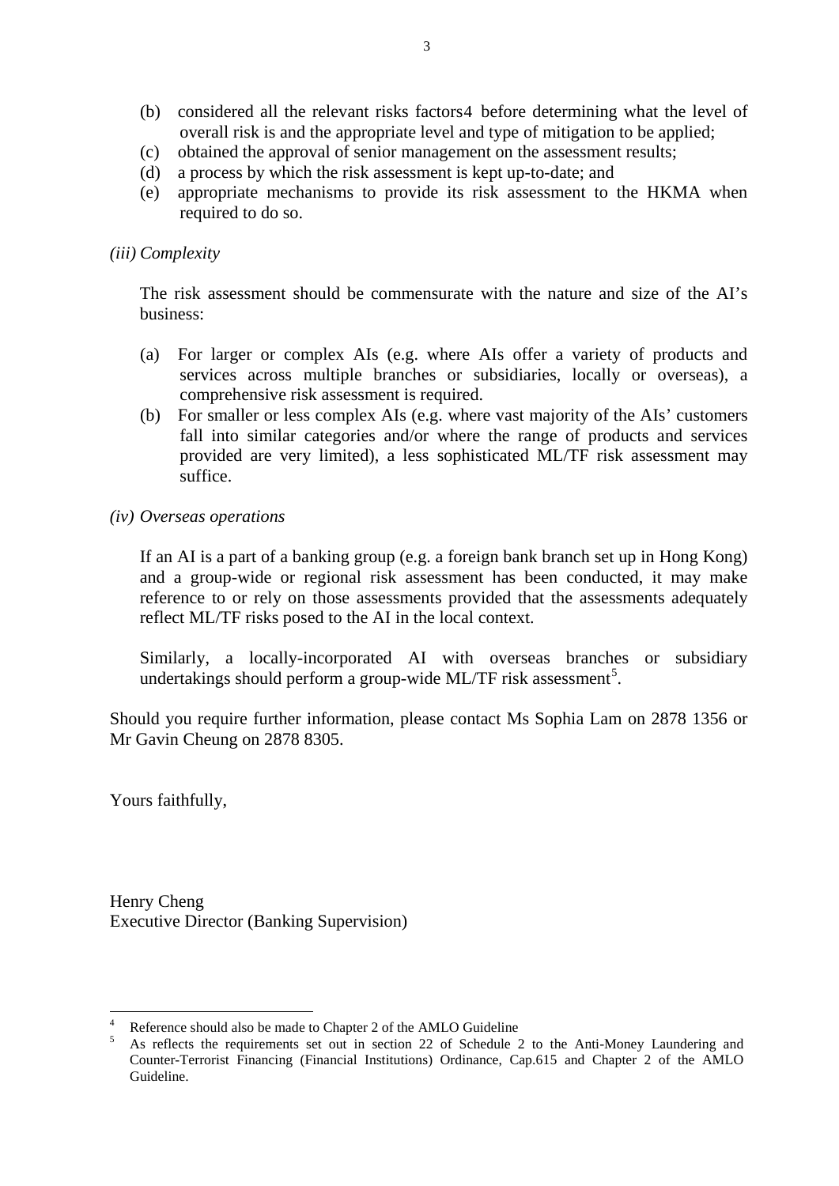(b) considered all the relevant risks factors[4] before determining what the level of overall risk is and the appropriate level and type of mitigation to be applied;
(c) obtained the approval of senior management on the assessment results;
(d) a process by which the risk assessment is kept up-to-date; and
(e) appropriate mechanisms to provide its risk assessment to the HKMA when required to do so.

*(iii) Complexity*

The risk assessment should be commensurate with the nature and size of the AI's business:

(a) For larger or complex AIs (e.g. where AIs offer a variety of products and services across multiple branches or subsidiaries, locally or overseas), a comprehensive risk assessment is required.
(b) For smaller or less complex AIs (e.g. where vast majority of the AIs' customers fall into similar categories and/or where the range of products and services provided are very limited), a less sophisticated ML/TF risk assessment may suffice.

*(iv) Overseas operations*

If an AI is a part of a banking group (e.g. a foreign bank branch set up in Hong Kong) and a group-wide or regional risk assessment has been conducted, it may make reference to or rely on those assessments provided that the assessments adequately reflect ML/TF risks posed to the AI in the local context.

Similarly, a locally-incorporated AI with overseas branches or subsidiary undertakings should perform a group-wide ML/TF risk assessment[5].

Should you require further information, please contact Ms Sophia Lam on 2878 1356 or Mr Gavin Cheung on 2878 8305.

Yours faithfully,

Henry Cheng
Executive Director (Banking Supervision)

---

[4] Reference should also be made to Chapter 2 of the AMLO Guideline

[5] As reflects the requirements set out in section 22 of Schedule 2 to the Anti-Money Laundering and Counter-Terrorist Financing (Financial Institutions) Ordinance, Cap.615 and Chapter 2 of the AMLO Guideline.